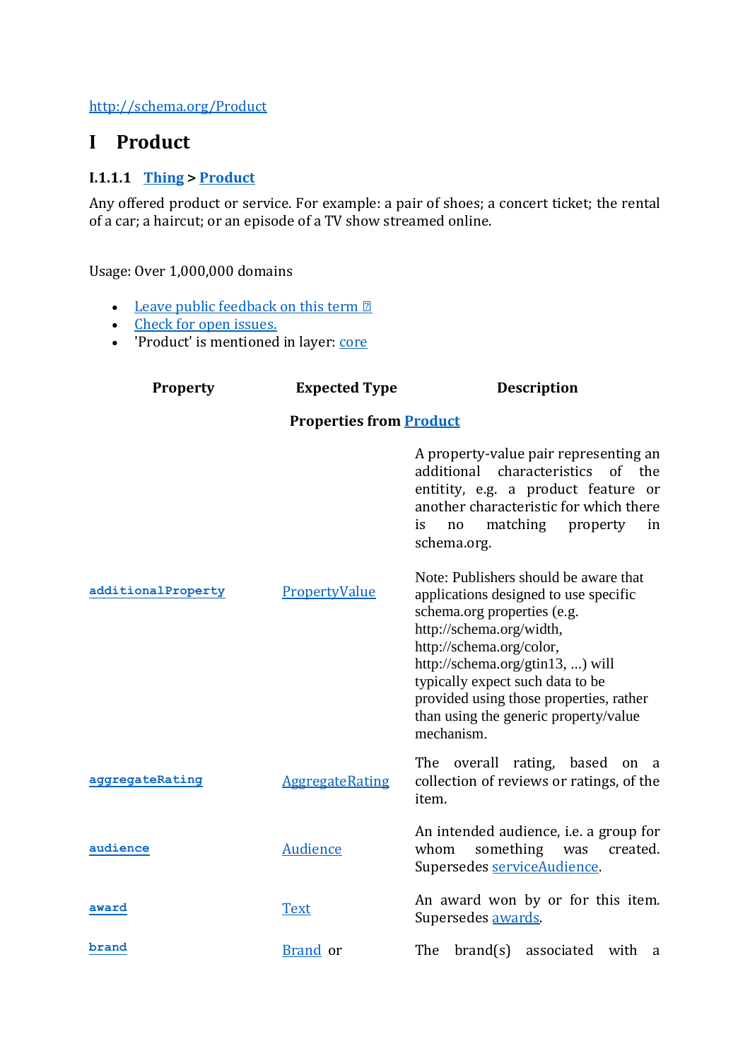http://schema.org/Product

# I Product

### I.1.1.1 Thing > Product

Any offered product or service. For example: a pair of shoes; a concert ticket; the rental of a car; a haircut; or an episode of a TV show streamed online.

Usage: Over 1,000,000 domains

- Leave public feedback on this term ⓘ
- Check for open issues.
- 'Product' is mentioned in layer: core

| Property | Expected Type | Description |
|---|---|---|
| | **Properties from Product** | |
| **additionalProperty** | PropertyValue | A property-value pair representing an additional characteristics of the entitity, e.g. a product feature or another characteristic for which there is no matching property in schema.org.<br><br>Note: Publishers should be aware that applications designed to use specific schema.org properties (e.g. http://schema.org/width, http://schema.org/color, http://schema.org/gtin13, ...) will typically expect such data to be provided using those properties, rather than using the generic property/value mechanism. |
| **aggregateRating** | AggregateRating | The overall rating, based on a collection of reviews or ratings, of the item. |
| **audience** | Audience | An intended audience, i.e. a group for whom something was created. Supersedes serviceAudience. |
| **award** | Text | An award won by or for this item. Supersedes awards. |
| **brand** | Brand or | The brand(s) associated with a |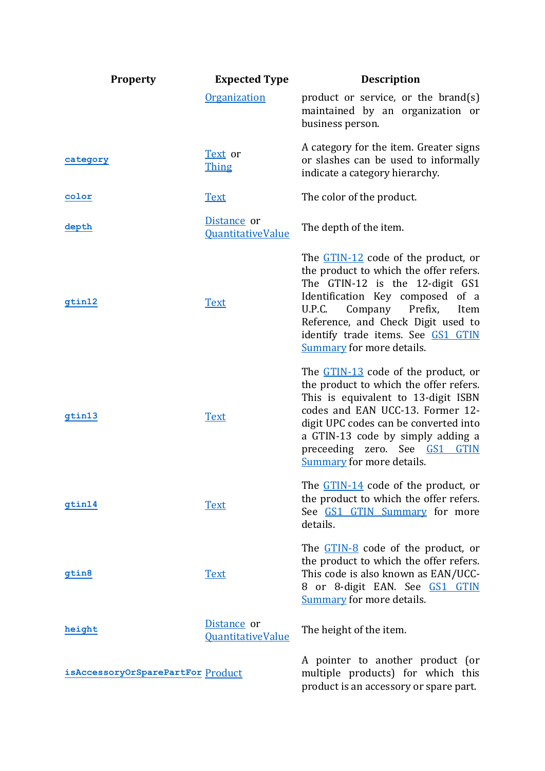| Property | Expected Type | Description |
| --- | --- | --- |
| | Organization | product or service, or the brand(s) maintained by an organization or business person. |
| category | Text or Thing | A category for the item. Greater signs or slashes can be used to informally indicate a category hierarchy. |
| color | Text | The color of the product. |
| depth | Distance or QuantitativeValue | The depth of the item. |
| gtin12 | Text | The GTIN-12 code of the product, or the product to which the offer refers. The GTIN-12 is the 12-digit GS1 Identification Key composed of a U.P.C. Company Prefix, Item Reference, and Check Digit used to identify trade items. See GS1 GTIN Summary for more details. |
| gtin13 | Text | The GTIN-13 code of the product, or the product to which the offer refers. This is equivalent to 13-digit ISBN codes and EAN UCC-13. Former 12-digit UPC codes can be converted into a GTIN-13 code by simply adding a preceeding zero. See GS1 GTIN Summary for more details. |
| gtin14 | Text | The GTIN-14 code of the product, or the product to which the offer refers. See GS1 GTIN Summary for more details. |
| gtin8 | Text | The GTIN-8 code of the product, or the product to which the offer refers. This code is also known as EAN/UCC-8 or 8-digit EAN. See GS1 GTIN Summary for more details. |
| height | Distance or QuantitativeValue | The height of the item. |
| isAccessoryOrSparePartFor | Product | A pointer to another product (or multiple products) for which this product is an accessory or spare part. |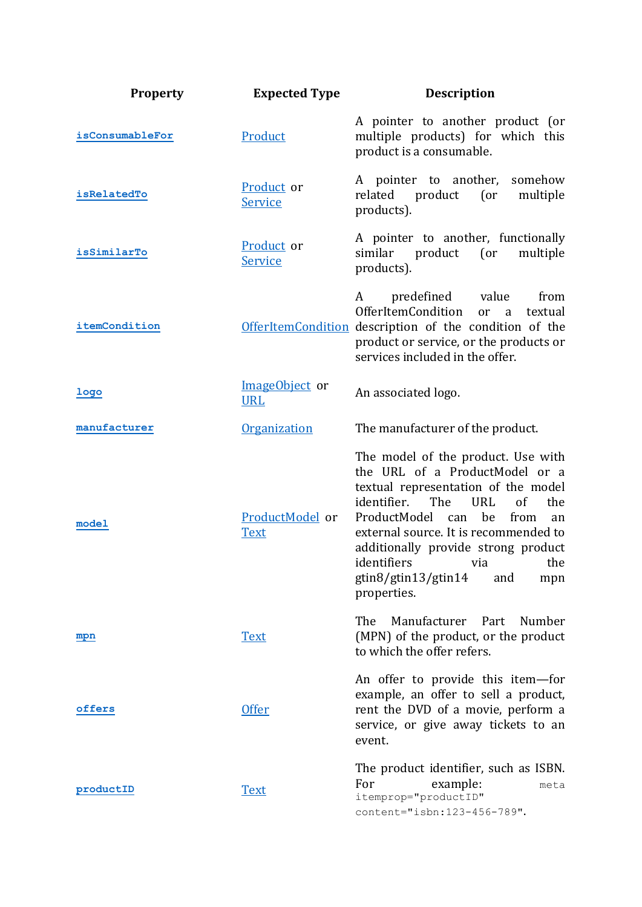| Property | Expected Type | Description |
|---|---|---|
| isConsumableFor | Product | A pointer to another product (or multiple products) for which this product is a consumable. |
| isRelatedTo | Product or Service | A pointer to another, somehow related product (or multiple products). |
| isSimilarTo | Product or Service | A pointer to another, functionally similar product (or multiple products). |
| itemCondition | OfferItemCondition | A predefined value from OfferItemCondition or a textual description of the condition of the product or service, or the products or services included in the offer. |
| logo | ImageObject or URL | An associated logo. |
| manufacturer | Organization | The manufacturer of the product. |
| model | ProductModel or Text | The model of the product. Use with the URL of a ProductModel or a textual representation of the model identifier. The URL of the ProductModel can be from an external source. It is recommended to additionally provide strong product identifiers via the gtin8/gtin13/gtin14 and mpn properties. |
| mpn | Text | The Manufacturer Part Number (MPN) of the product, or the product to which the offer refers. |
| offers | Offer | An offer to provide this item—for example, an offer to sell a product, rent the DVD of a movie, perform a service, or give away tickets to an event. |
| productID | Text | The product identifier, such as ISBN. For example: `meta itemprop="productID" content="isbn:123-456-789"`. |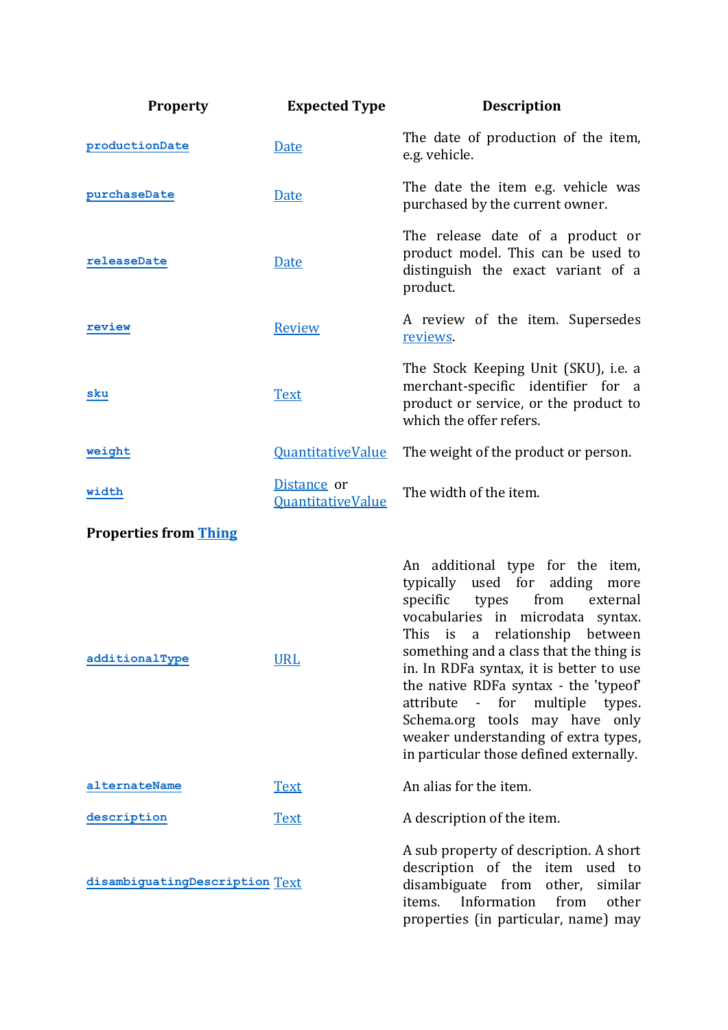| Property | Expected Type | Description |
|---|---|---|
| productionDate | Date | The date of production of the item, e.g. vehicle. |
| purchaseDate | Date | The date the item e.g. vehicle was purchased by the current owner. |
| releaseDate | Date | The release date of a product or product model. This can be used to distinguish the exact variant of a product. |
| review | Review | A review of the item. Supersedes reviews. |
| sku | Text | The Stock Keeping Unit (SKU), i.e. a merchant-specific identifier for a product or service, or the product to which the offer refers. |
| weight | QuantitativeValue | The weight of the product or person. |
| width | Distance or QuantitativeValue | The width of the item. |
| **Properties from Thing** | | |
| additionalType | URL | An additional type for the item, typically used for adding more specific types from external vocabularies in microdata syntax. This is a relationship between something and a class that the thing is in. In RDFa syntax, it is better to use the native RDFa syntax - the 'typeof' attribute - for multiple types. Schema.org tools may have only weaker understanding of extra types, in particular those defined externally. |
| alternateName | Text | An alias for the item. |
| description | Text | A description of the item. |
| disambiguatingDescription | Text | A sub property of description. A short description of the item used to disambiguate from other, similar items. Information from other properties (in particular, name) may |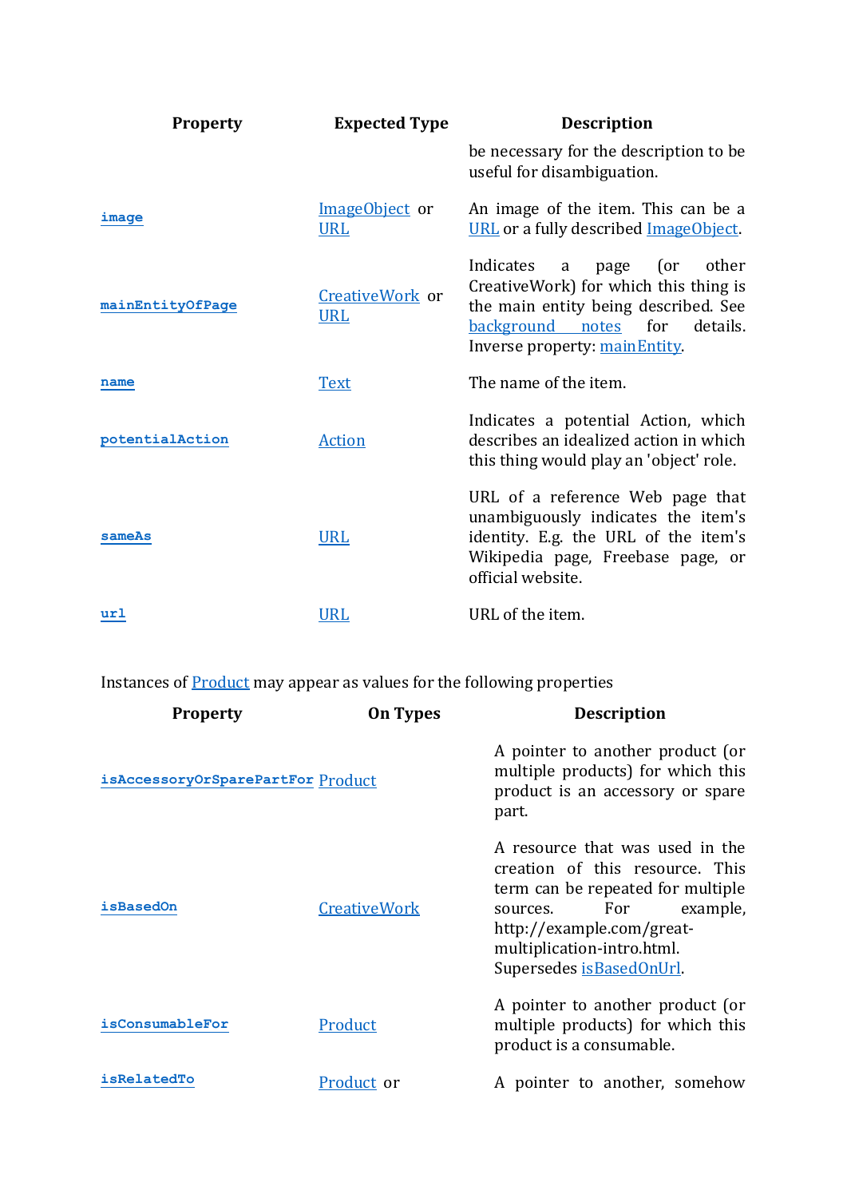| Property | Expected Type | Description |
|---|---|---|
| | | be necessary for the description to be useful for disambiguation. |
| `image` | ImageObject or URL | An image of the item. This can be a URL or a fully described ImageObject. |
| `mainEntityOfPage` | CreativeWork or URL | Indicates a page (or other CreativeWork) for which this thing is the main entity being described. See background notes for details. Inverse property: mainEntity. |
| `name` | Text | The name of the item. |
| `potentialAction` | Action | Indicates a potential Action, which describes an idealized action in which this thing would play an 'object' role. |
| `sameAs` | URL | URL of a reference Web page that unambiguously indicates the item's identity. E.g. the URL of the item's Wikipedia page, Freebase page, or official website. |
| `url` | URL | URL of the item. |

Instances of Product may appear as values for the following properties

| Property | On Types | Description |
|---|---|---|
| `isAccessoryOrSparePartFor` | Product | A pointer to another product (or multiple products) for which this product is an accessory or spare part. |
| `isBasedOn` | CreativeWork | A resource that was used in the creation of this resource. This term can be repeated for multiple sources. For example, http://example.com/great-multiplication-intro.html. Supersedes isBasedOnUrl. |
| `isConsumableFor` | Product | A pointer to another product (or multiple products) for which this product is a consumable. |
| `isRelatedTo` | Product or | A pointer to another, somehow |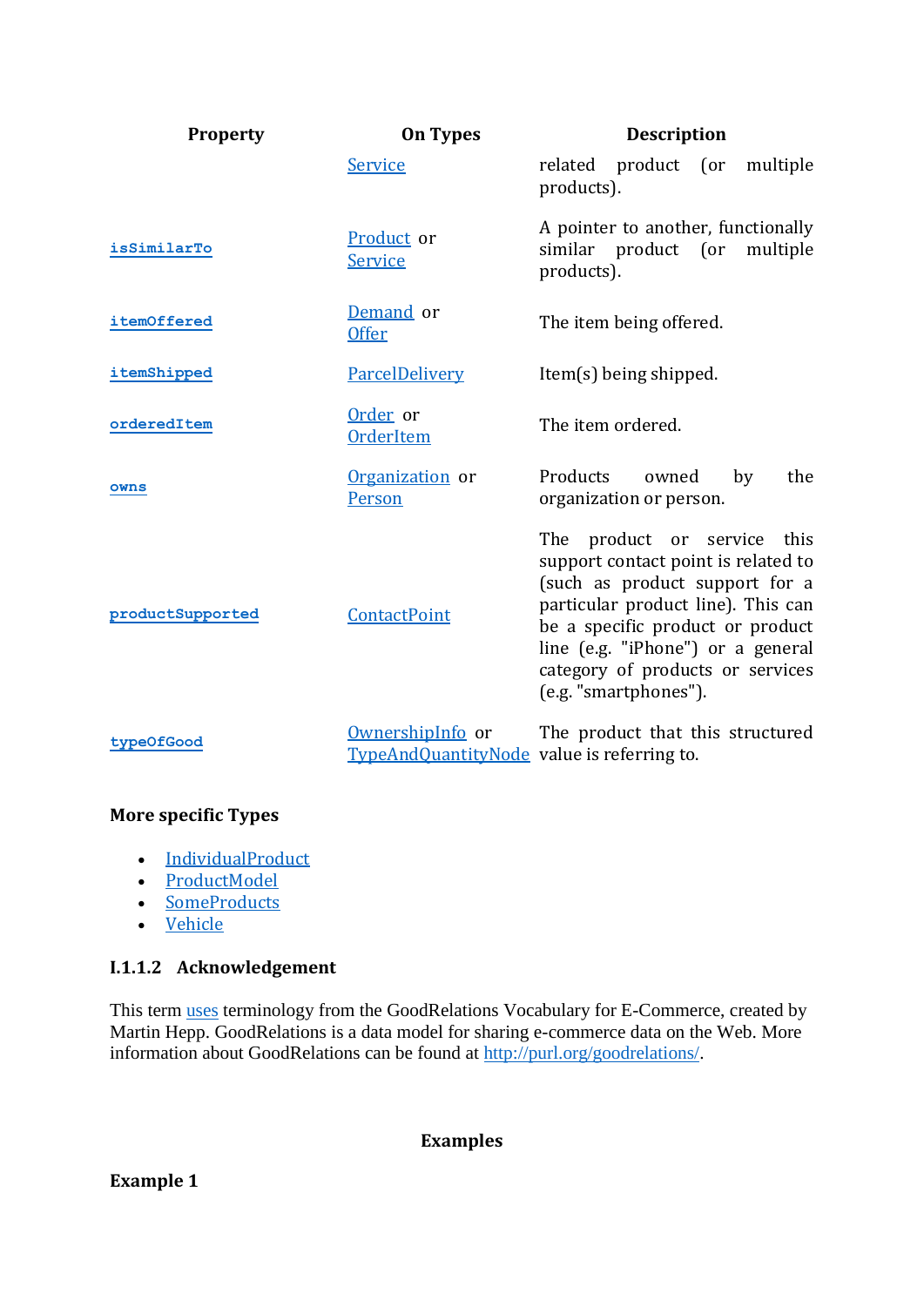| Property | On Types | Description |
|---|---|---|
| | Service | related product (or multiple products). |
| isSimilarTo | Product or Service | A pointer to another, functionally similar product (or multiple products). |
| itemOffered | Demand or Offer | The item being offered. |
| itemShipped | ParcelDelivery | Item(s) being shipped. |
| orderedItem | Order or OrderItem | The item ordered. |
| owns | Organization or Person | Products owned by the organization or person. |
| productSupported | ContactPoint | The product or service this support contact point is related to (such as product support for a particular product line). This can be a specific product or product line (e.g. "iPhone") or a general category of products or services (e.g. "smartphones"). |
| typeOfGood | OwnershipInfo or TypeAndQuantityNode | The product that this structured value is referring to. |

**More specific Types**

- IndividualProduct
- ProductModel
- SomeProducts
- Vehicle

### I.1.1.2 Acknowledgement

This term uses terminology from the GoodRelations Vocabulary for E-Commerce, created by Martin Hepp. GoodRelations is a data model for sharing e-commerce data on the Web. More information about GoodRelations can be found at http://purl.org/goodrelations/.

## Examples

**Example 1**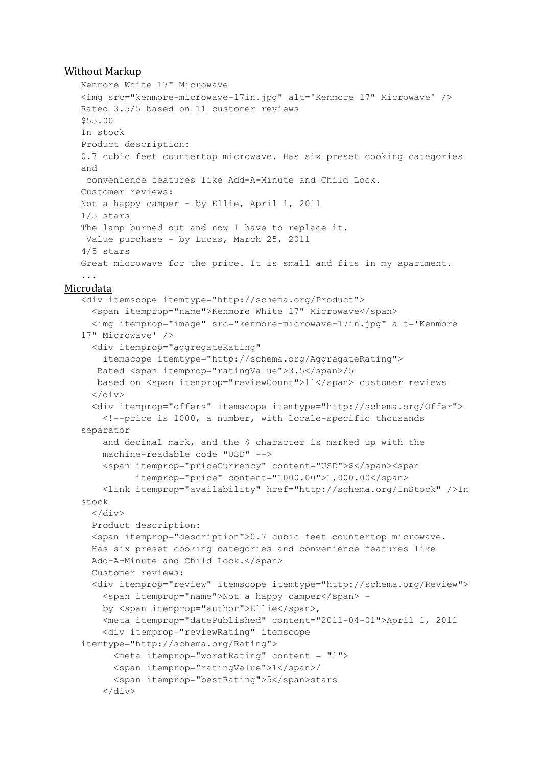<u>Without Markup</u>

```
Kenmore White 17" Microwave
<img src="kenmore-microwave-17in.jpg" alt='Kenmore 17" Microwave' />
Rated 3.5/5 based on 11 customer reviews
$55.00
In stock
Product description:
0.7 cubic feet countertop microwave. Has six preset cooking categories
and
 convenience features like Add-A-Minute and Child Lock.
Customer reviews:
Not a happy camper - by Ellie, April 1, 2011
1/5 stars
The lamp burned out and now I have to replace it.
 Value purchase - by Lucas, March 25, 2011
4/5 stars
Great microwave for the price. It is small and fits in my apartment.
...
```

<u>Microdata</u>

```
<div itemscope itemtype="http://schema.org/Product">
  <span itemprop="name">Kenmore White 17" Microwave</span>
  <img itemprop="image" src="kenmore-microwave-17in.jpg" alt='Kenmore
17" Microwave' />
  <div itemprop="aggregateRating"
    itemscope itemtype="http://schema.org/AggregateRating">
   Rated <span itemprop="ratingValue">3.5</span>/5
   based on <span itemprop="reviewCount">11</span> customer reviews
  </div>
  <div itemprop="offers" itemscope itemtype="http://schema.org/Offer">
    <!--price is 1000, a number, with locale-specific thousands
separator
    and decimal mark, and the $ character is marked up with the
    machine-readable code "USD" -->
    <span itemprop="priceCurrency" content="USD">$</span><span
          itemprop="price" content="1000.00">1,000.00</span>
    <link itemprop="availability" href="http://schema.org/InStock" />In
stock
  </div>
  Product description:
  <span itemprop="description">0.7 cubic feet countertop microwave.
  Has six preset cooking categories and convenience features like
  Add-A-Minute and Child Lock.</span>
  Customer reviews:
  <div itemprop="review" itemscope itemtype="http://schema.org/Review">
    <span itemprop="name">Not a happy camper</span> -
    by <span itemprop="author">Ellie</span>,
    <meta itemprop="datePublished" content="2011-04-01">April 1, 2011
    <div itemprop="reviewRating" itemscope
itemtype="http://schema.org/Rating">
      <meta itemprop="worstRating" content = "1">
      <span itemprop="ratingValue">1</span>/
      <span itemprop="bestRating">5</span>stars
    </div>
```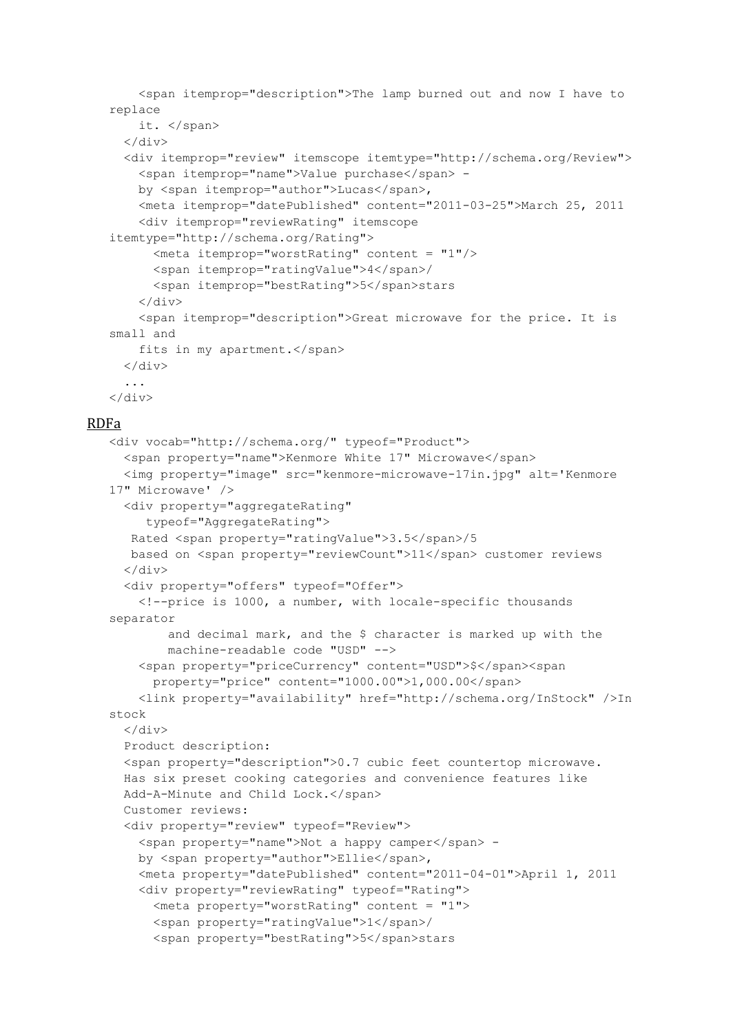```
      <span itemprop="description">The lamp burned out and now I have to
replace
      it. </span>
    </div>
    <div itemprop="review" itemscope itemtype="http://schema.org/Review">
      <span itemprop="name">Value purchase</span> -
      by <span itemprop="author">Lucas</span>,
      <meta itemprop="datePublished" content="2011-03-25">March 25, 2011
      <div itemprop="reviewRating" itemscope
itemtype="http://schema.org/Rating">
        <meta itemprop="worstRating" content = "1"/>
        <span itemprop="ratingValue">4</span>/
        <span itemprop="bestRating">5</span>stars
      </div>
      <span itemprop="description">Great microwave for the price. It is
small and
      fits in my apartment.</span>
    </div>
    ...
</div>
```

## RDFa

```
<div vocab="http://schema.org/" typeof="Product">
  <span property="name">Kenmore White 17" Microwave</span>
  <img property="image" src="kenmore-microwave-17in.jpg" alt='Kenmore
17" Microwave' />
  <div property="aggregateRating"
     typeof="AggregateRating">
   Rated <span property="ratingValue">3.5</span>/5
   based on <span property="reviewCount">11</span> customer reviews
  </div>
  <div property="offers" typeof="Offer">
    <!--price is 1000, a number, with locale-specific thousands
separator
        and decimal mark, and the $ character is marked up with the
        machine-readable code "USD" -->
    <span property="priceCurrency" content="USD">$</span><span
      property="price" content="1000.00">1,000.00</span>
    <link property="availability" href="http://schema.org/InStock" />In
stock
  </div>
  Product description:
  <span property="description">0.7 cubic feet countertop microwave.
  Has six preset cooking categories and convenience features like
  Add-A-Minute and Child Lock.</span>
  Customer reviews:
  <div property="review" typeof="Review">
    <span property="name">Not a happy camper</span> -
    by <span property="author">Ellie</span>,
    <meta property="datePublished" content="2011-04-01">April 1, 2011
    <div property="reviewRating" typeof="Rating">
      <meta property="worstRating" content = "1">
      <span property="ratingValue">1</span>/
      <span property="bestRating">5</span>stars
```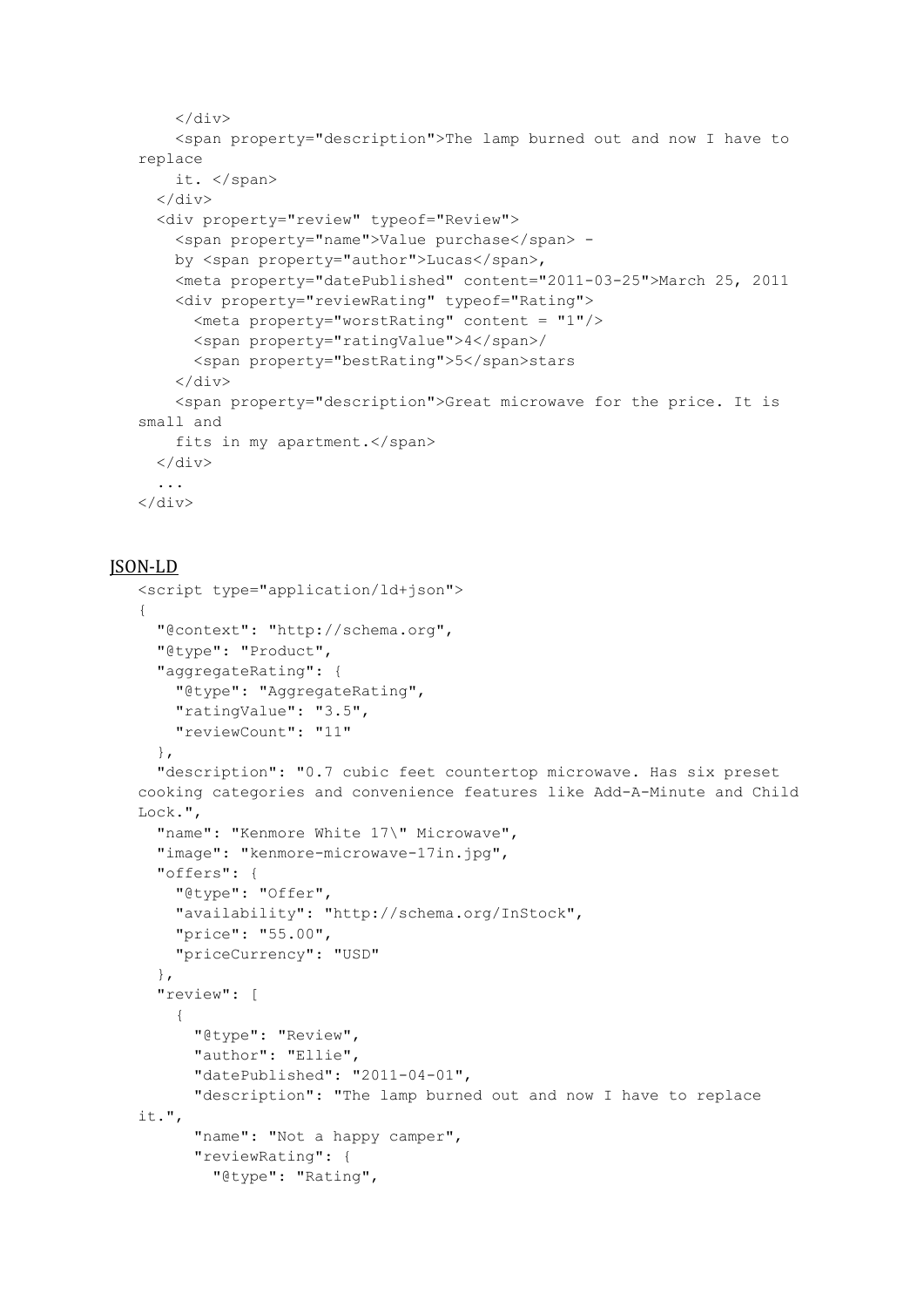```
    </div>
    <span property="description">The lamp burned out and now I have to
replace
    it. </span>
  </div>
  <div property="review" typeof="Review">
    <span property="name">Value purchase</span> -
    by <span property="author">Lucas</span>,
    <meta property="datePublished" content="2011-03-25">March 25, 2011
    <div property="reviewRating" typeof="Rating">
      <meta property="worstRating" content = "1"/>
      <span property="ratingValue">4</span>/
      <span property="bestRating">5</span>stars
    </div>
    <span property="description">Great microwave for the price. It is
small and
    fits in my apartment.</span>
  </div>
  ...
</div>
```

## JSON-LD

```
<script type="application/ld+json">
{
  "@context": "http://schema.org",
  "@type": "Product",
  "aggregateRating": {
    "@type": "AggregateRating",
    "ratingValue": "3.5",
    "reviewCount": "11"
  },
  "description": "0.7 cubic feet countertop microwave. Has six preset
cooking categories and convenience features like Add-A-Minute and Child
Lock.",
  "name": "Kenmore White 17\" Microwave",
  "image": "kenmore-microwave-17in.jpg",
  "offers": {
    "@type": "Offer",
    "availability": "http://schema.org/InStock",
    "price": "55.00",
    "priceCurrency": "USD"
  },
  "review": [
    {
      "@type": "Review",
      "author": "Ellie",
      "datePublished": "2011-04-01",
      "description": "The lamp burned out and now I have to replace
it.",
      "name": "Not a happy camper",
      "reviewRating": {
        "@type": "Rating",
```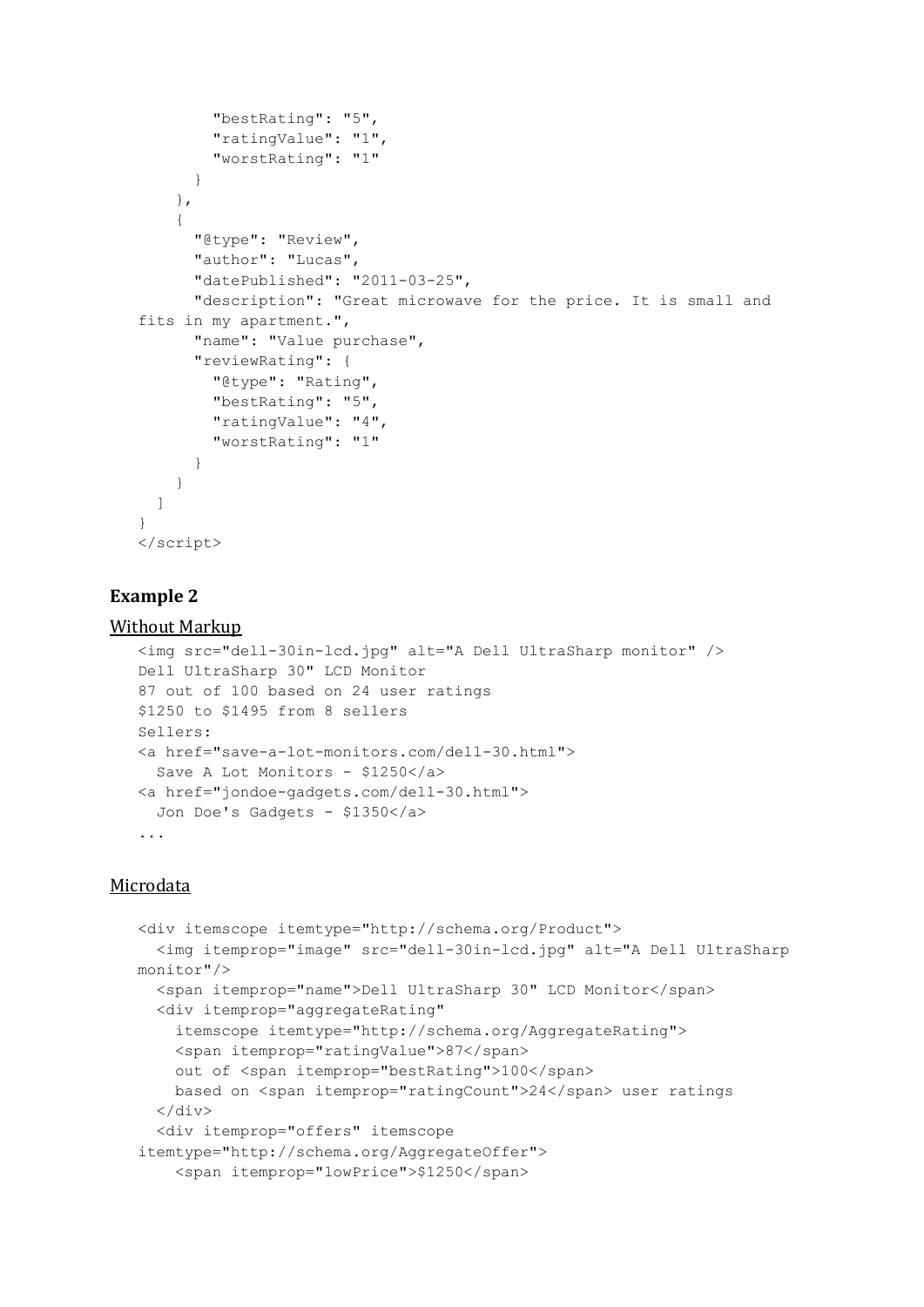```
        "bestRating": "5",
        "ratingValue": "1",
        "worstRating": "1"
      }
    },
    {
      "@type": "Review",
      "author": "Lucas",
      "datePublished": "2011-03-25",
      "description": "Great microwave for the price. It is small and
fits in my apartment.",
      "name": "Value purchase",
      "reviewRating": {
        "@type": "Rating",
        "bestRating": "5",
        "ratingValue": "4",
        "worstRating": "1"
      }
    }
  ]
}
</script>
```

### Example 2

<u>Without Markup</u>

```
<img src="dell-30in-lcd.jpg" alt="A Dell UltraSharp monitor" />
Dell UltraSharp 30" LCD Monitor
87 out of 100 based on 24 user ratings
$1250 to $1495 from 8 sellers
Sellers:
<a href="save-a-lot-monitors.com/dell-30.html">
  Save A Lot Monitors - $1250</a>
<a href="jondoe-gadgets.com/dell-30.html">
  Jon Doe's Gadgets - $1350</a>
...
```

<u>Microdata</u>

```
<div itemscope itemtype="http://schema.org/Product">
  <img itemprop="image" src="dell-30in-lcd.jpg" alt="A Dell UltraSharp
monitor"/>
  <span itemprop="name">Dell UltraSharp 30" LCD Monitor</span>
  <div itemprop="aggregateRating"
    itemscope itemtype="http://schema.org/AggregateRating">
    <span itemprop="ratingValue">87</span>
    out of <span itemprop="bestRating">100</span>
    based on <span itemprop="ratingCount">24</span> user ratings
  </div>
  <div itemprop="offers" itemscope
itemtype="http://schema.org/AggregateOffer">
    <span itemprop="lowPrice">$1250</span>
```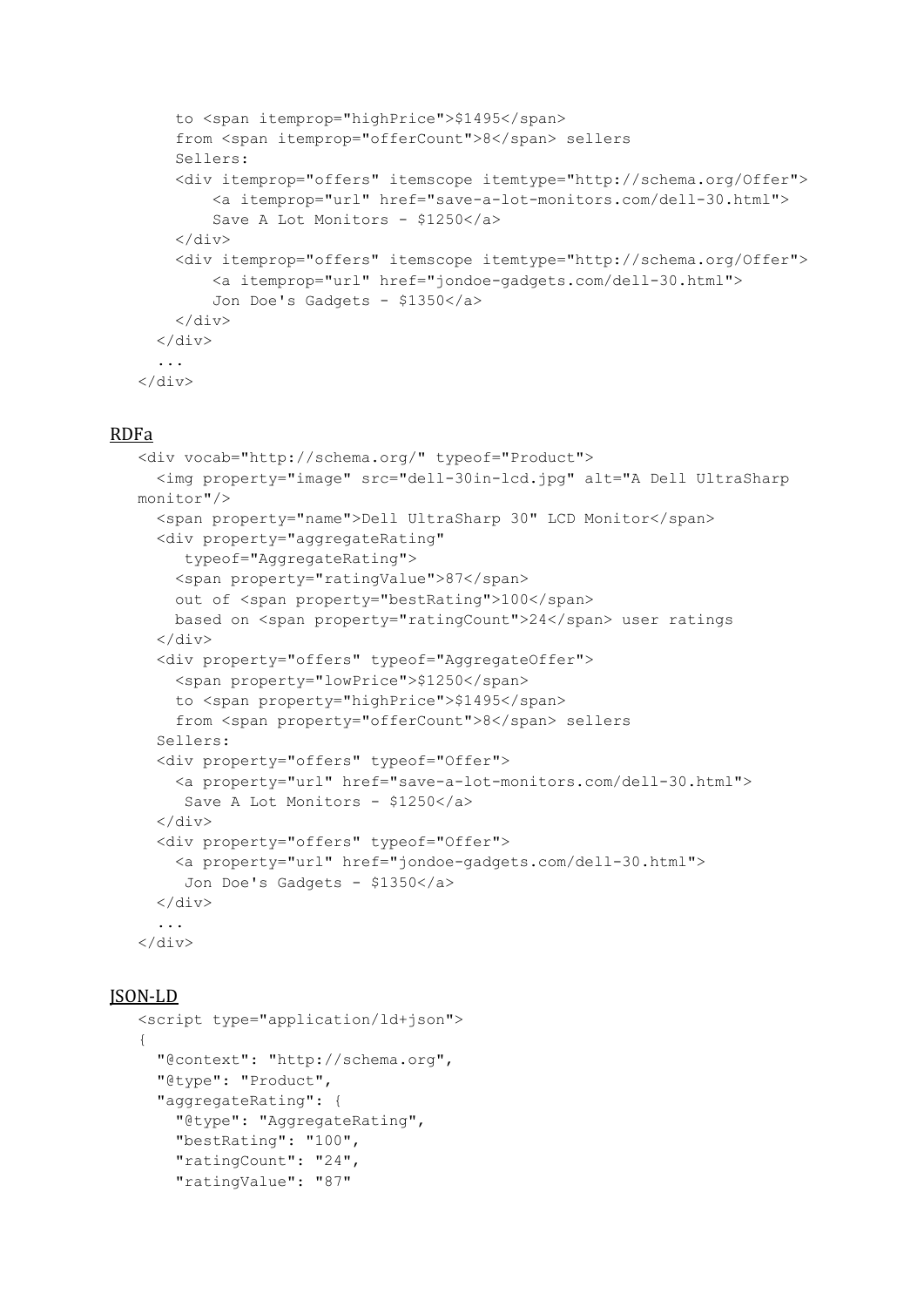```
      to <span itemprop="highPrice">$1495</span>
      from <span itemprop="offerCount">8</span> sellers
      Sellers:
      <div itemprop="offers" itemscope itemtype="http://schema.org/Offer">
          <a itemprop="url" href="save-a-lot-monitors.com/dell-30.html">
          Save A Lot Monitors - $1250</a>
      </div>
      <div itemprop="offers" itemscope itemtype="http://schema.org/Offer">
          <a itemprop="url" href="jondoe-gadgets.com/dell-30.html">
          Jon Doe's Gadgets - $1350</a>
      </div>
    </div>
    ...
</div>
```

## RDFa

```
<div vocab="http://schema.org/" typeof="Product">
  <img property="image" src="dell-30in-lcd.jpg" alt="A Dell UltraSharp
monitor"/>
  <span property="name">Dell UltraSharp 30" LCD Monitor</span>
  <div property="aggregateRating"
     typeof="AggregateRating">
    <span property="ratingValue">87</span>
    out of <span property="bestRating">100</span>
    based on <span property="ratingCount">24</span> user ratings
  </div>
  <div property="offers" typeof="AggregateOffer">
    <span property="lowPrice">$1250</span>
    to <span property="highPrice">$1495</span>
    from <span property="offerCount">8</span> sellers
  Sellers:
  <div property="offers" typeof="Offer">
    <a property="url" href="save-a-lot-monitors.com/dell-30.html">
     Save A Lot Monitors - $1250</a>
  </div>
  <div property="offers" typeof="Offer">
    <a property="url" href="jondoe-gadgets.com/dell-30.html">
     Jon Doe's Gadgets - $1350</a>
  </div>
  ...
</div>
```

## JSON-LD

```
<script type="application/ld+json">
{
  "@context": "http://schema.org",
  "@type": "Product",
  "aggregateRating": {
    "@type": "AggregateRating",
    "bestRating": "100",
    "ratingCount": "24",
    "ratingValue": "87"
```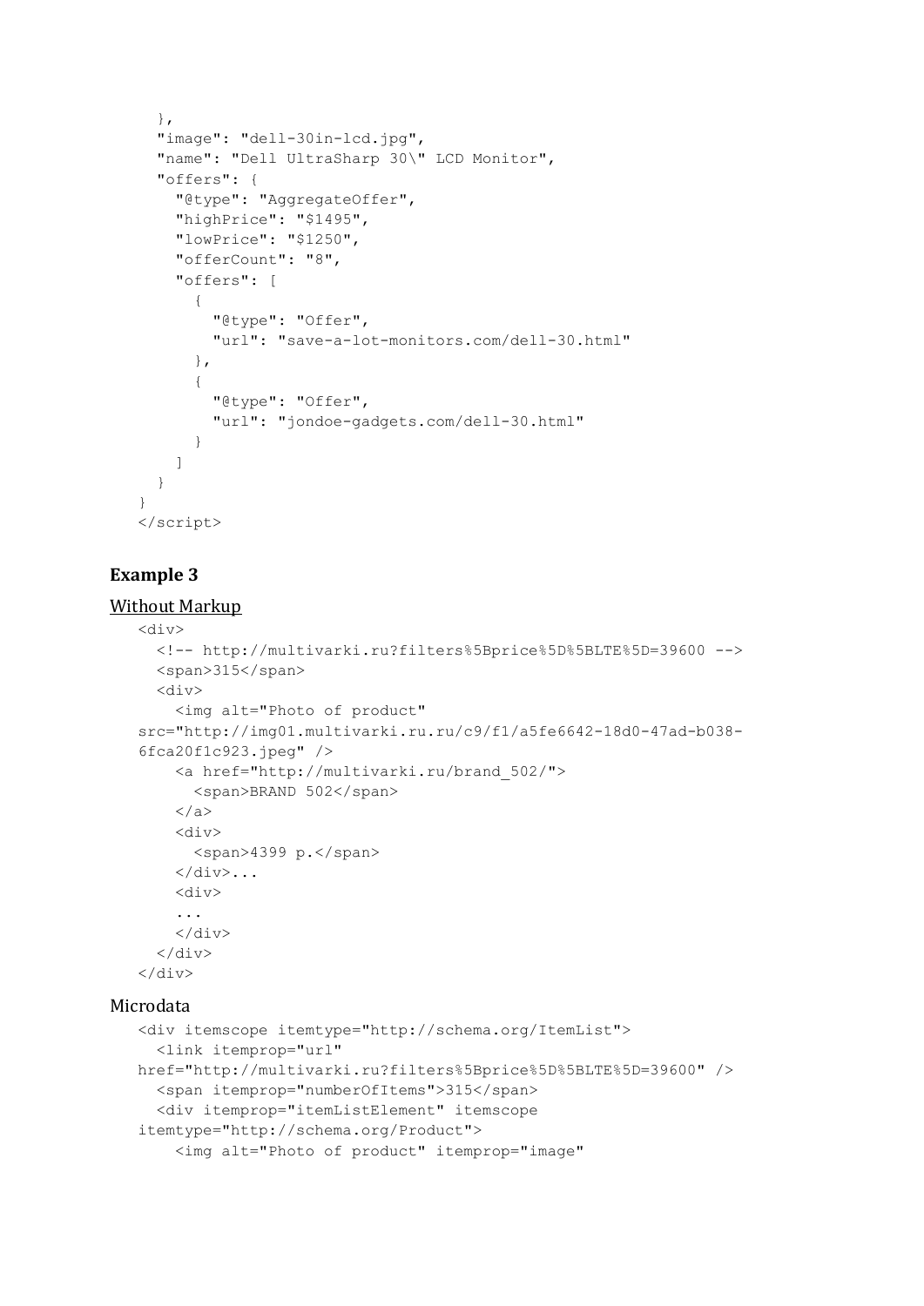```
  },
  "image": "dell-30in-lcd.jpg",
  "name": "Dell UltraSharp 30\" LCD Monitor",
  "offers": {
    "@type": "AggregateOffer",
    "highPrice": "$1495",
    "lowPrice": "$1250",
    "offerCount": "8",
    "offers": [
      {
        "@type": "Offer",
        "url": "save-a-lot-monitors.com/dell-30.html"
      },
      {
        "@type": "Offer",
        "url": "jondoe-gadgets.com/dell-30.html"
      }
    ]
  }
}
</script>
```

### Example 3

<u>Without Markup</u>

```
<div>
  <!-- http://multivarki.ru?filters%5Bprice%5D%5BLTE%5D=39600 -->
  <span>315</span>
  <div>
    <img alt="Photo of product"
src="http://img01.multivarki.ru.ru/c9/f1/a5fe6642-18d0-47ad-b038-
6fca20f1c923.jpeg" />
    <a href="http://multivarki.ru/brand_502/">
      <span>BRAND 502</span>
    </a>
    <div>
      <span>4399 p.</span>
    </div>...
    <div>
    ...
    </div>
  </div>
</div>
```

Microdata

```
<div itemscope itemtype="http://schema.org/ItemList">
  <link itemprop="url"
href="http://multivarki.ru?filters%5Bprice%5D%5BLTE%5D=39600" />
  <span itemprop="numberOfItems">315</span>
  <div itemprop="itemListElement" itemscope
itemtype="http://schema.org/Product">
    <img alt="Photo of product" itemprop="image"
```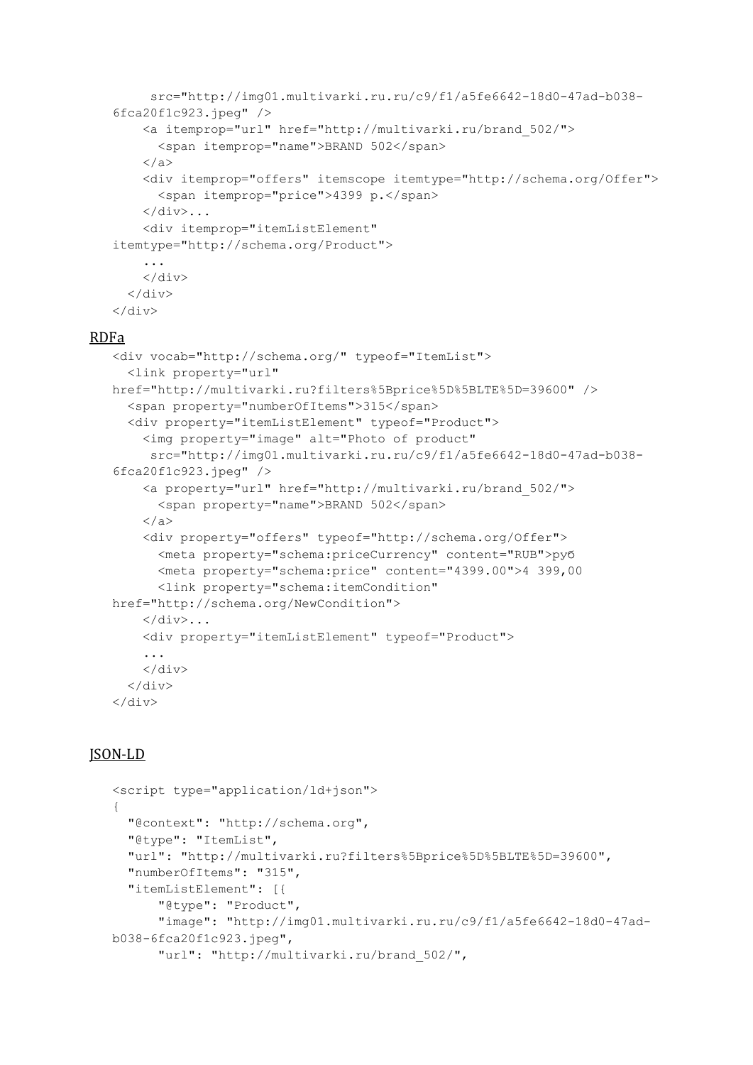```
     src="http://img01.multivarki.ru.ru/c9/f1/a5fe6642-18d0-47ad-b038-
6fca20f1c923.jpeg" />
    <a itemprop="url" href="http://multivarki.ru/brand_502/">
      <span itemprop="name">BRAND 502</span>
    </a>
    <div itemprop="offers" itemscope itemtype="http://schema.org/Offer">
      <span itemprop="price">4399 p.</span>
    </div>...
    <div itemprop="itemListElement"
itemtype="http://schema.org/Product">
    ...
    </div>
  </div>
</div>
```

## RDFa

```
<div vocab="http://schema.org/" typeof="ItemList">
  <link property="url"
href="http://multivarki.ru?filters%5Bprice%5D%5BLTE%5D=39600" />
  <span property="numberOfItems">315</span>
  <div property="itemListElement" typeof="Product">
    <img property="image" alt="Photo of product"
     src="http://img01.multivarki.ru.ru/c9/f1/a5fe6642-18d0-47ad-b038-
6fca20f1c923.jpeg" />
    <a property="url" href="http://multivarki.ru/brand_502/">
      <span property="name">BRAND 502</span>
    </a>
    <div property="offers" typeof="http://schema.org/Offer">
      <meta property="schema:priceCurrency" content="RUB">руб
      <meta property="schema:price" content="4399.00">4 399,00
      <link property="schema:itemCondition"
href="http://schema.org/NewCondition">
    </div>...
    <div property="itemListElement" typeof="Product">
    ...
    </div>
  </div>
</div>
```

## JSON-LD

```
<script type="application/ld+json">
{
  "@context": "http://schema.org",
  "@type": "ItemList",
  "url": "http://multivarki.ru?filters%5Bprice%5D%5BLTE%5D=39600",
  "numberOfItems": "315",
  "itemListElement": [{
      "@type": "Product",
      "image": "http://img01.multivarki.ru.ru/c9/f1/a5fe6642-18d0-47ad-
b038-6fca20f1c923.jpeg",
      "url": "http://multivarki.ru/brand_502/",
```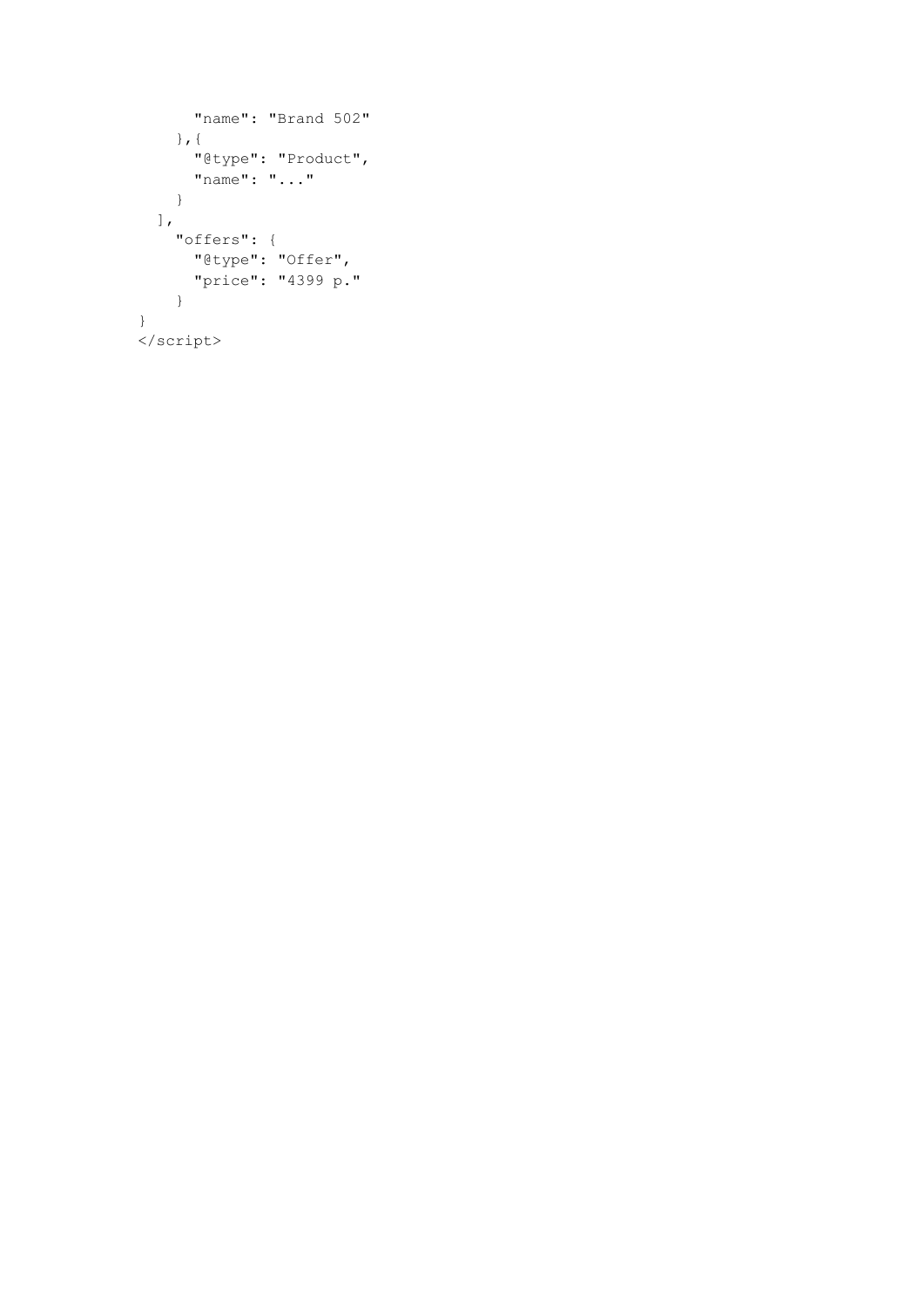```
      "name": "Brand 502"
    },{
      "@type": "Product",
      "name": "..."
    }
  ],
    "offers": {
      "@type": "Offer",
      "price": "4399 p."
    }
}
</script>
```